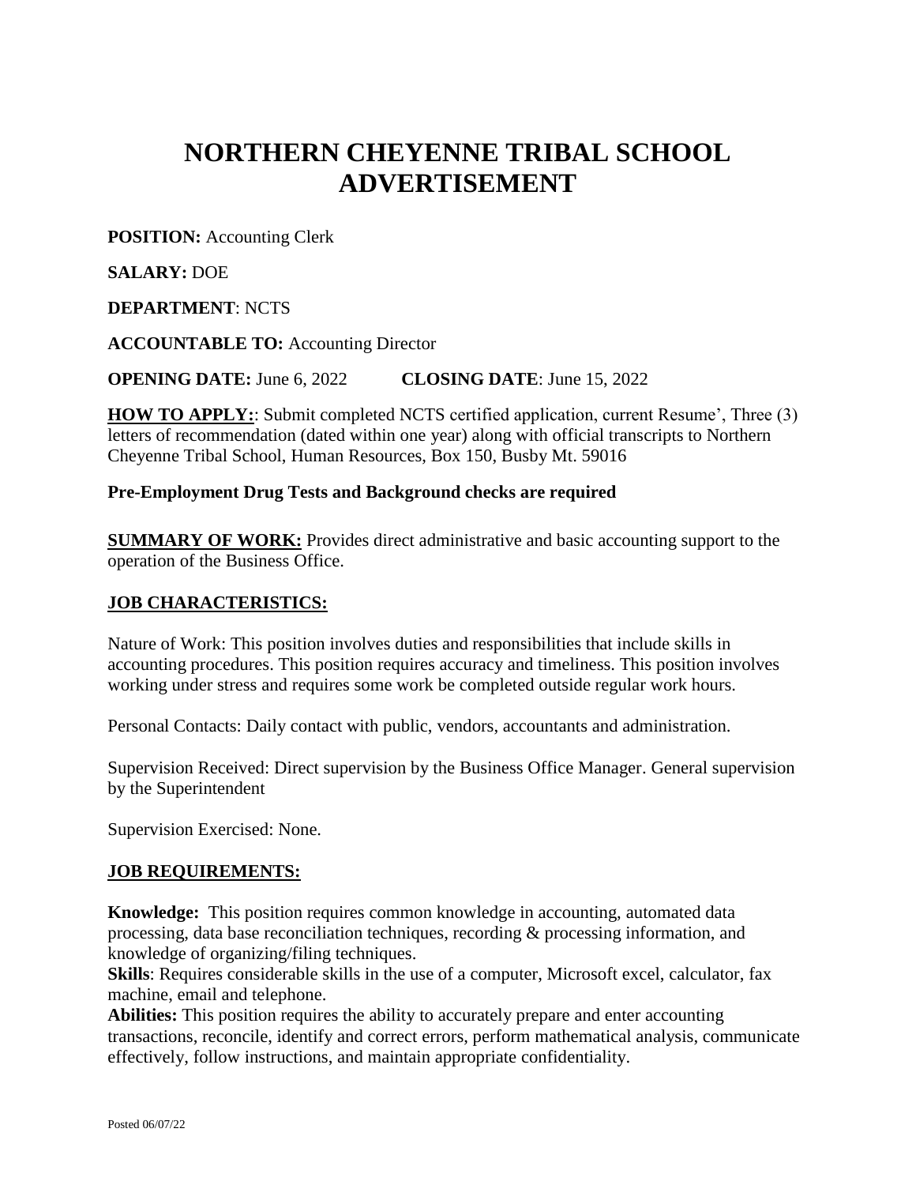# NORTHERN CHEYENNE TRIBAL SCHOOL ADVERTISEMENT

**POSITION:** Accounting Clerk

**SALARY:** DOE

**DEPARTMENT**: NCTS

**ACCOUNTABLE TO:** Accounting Director

**OPENING DATE:** June 6, 2022 **CLOSING DATE**: June 15, 2022

**HOW TO APPLY:**: Submit completed NCTS certified application, current Resume', Three (3) letters of recommendation (dated within one year) along with official transcripts to Northern Cheyenne Tribal School, Human Resources, Box 150, Busby Mt. 59016

**Pre-Employment Drug Tests and Background checks are required**

**SUMMARY OF WORK:** Provides direct administrative and basic accounting support to the operation of the Business Office.

## JOB CHARACTERISTICS:

Nature of Work: This position involves duties and responsibilities that include skills in accounting procedures. This position requires accuracy and timeliness. This position involves working under stress and requires some work be completed outside regular work hours.

Personal Contacts: Daily contact with public, vendors, accountants and administration.

Supervision Received: Direct supervision by the Business Office Manager. General supervision by the Superintendent

Supervision Exercised: None.

## JOB REQUIREMENTS:

**Knowledge:** This position requires common knowledge in accounting, automated data processing, data base reconciliation techniques, recording & processing information, and knowledge of organizing/filing techniques.

**Skills**: Requires considerable skills in the use of a computer, Microsoft excel, calculator, fax machine, email and telephone.

**Abilities:** This position requires the ability to accurately prepare and enter accounting transactions, reconcile, identify and correct errors, perform mathematical analysis, communicate effectively, follow instructions, and maintain appropriate confidentiality.

Posted 06/07/22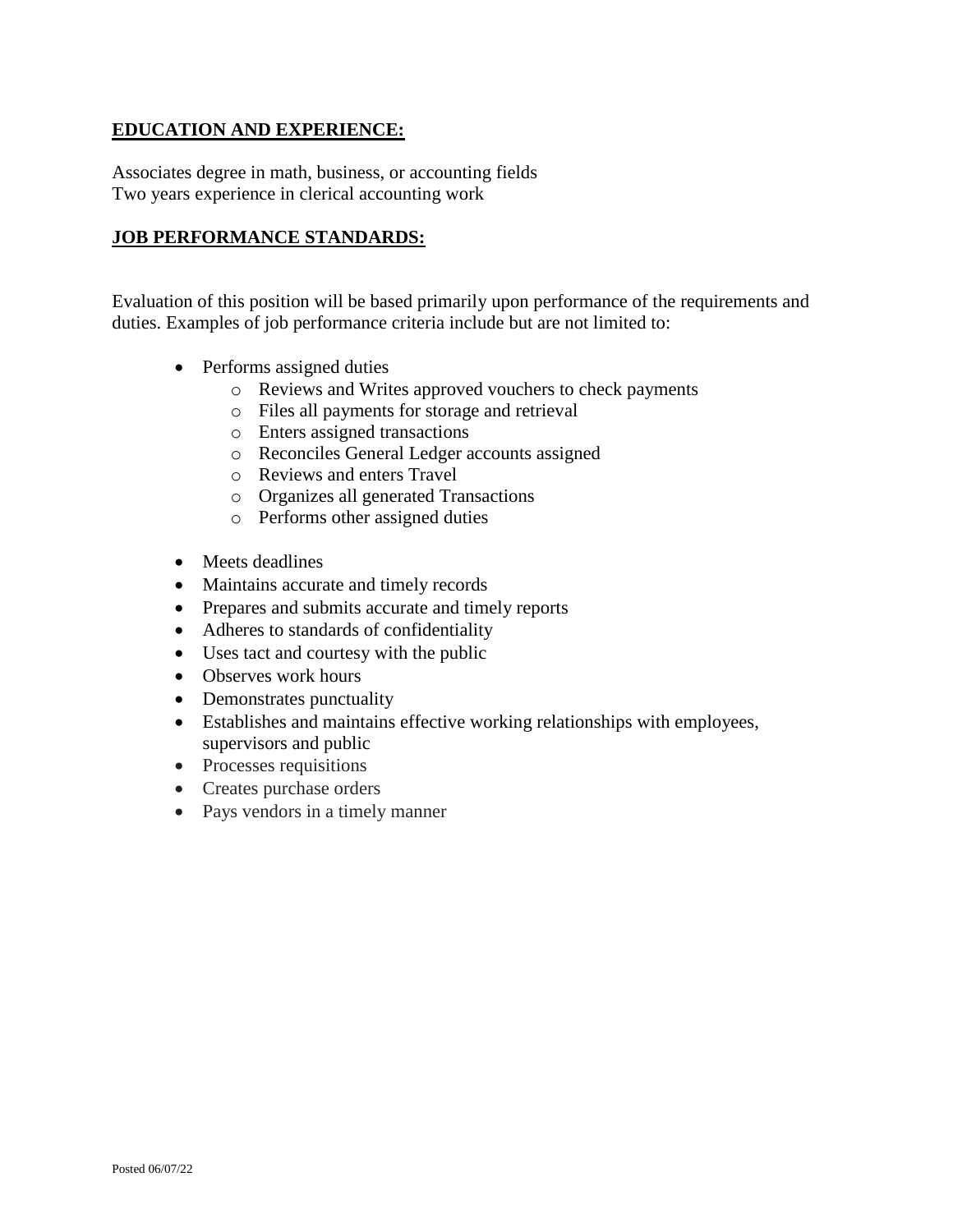**EDUCATION AND EXPERIENCE:**

Associates degree in math, business, or accounting fields
Two years experience in clerical accounting work

**JOB PERFORMANCE STANDARDS:**

Evaluation of this position will be based primarily upon performance of the requirements and duties. Examples of job performance criteria include but are not limited to:

- Performs assigned duties
  - Reviews and Writes approved vouchers to check payments
  - Files all payments for storage and retrieval
  - Enters assigned transactions
  - Reconciles General Ledger accounts assigned
  - Reviews and enters Travel
  - Organizes all generated Transactions
  - Performs other assigned duties
- Meets deadlines
- Maintains accurate and timely records
- Prepares and submits accurate and timely reports
- Adheres to standards of confidentiality
- Uses tact and courtesy with the public
- Observes work hours
- Demonstrates punctuality
- Establishes and maintains effective working relationships with employees, supervisors and public
- Processes requisitions
- Creates purchase orders
- Pays vendors in a timely manner

Posted 06/07/22